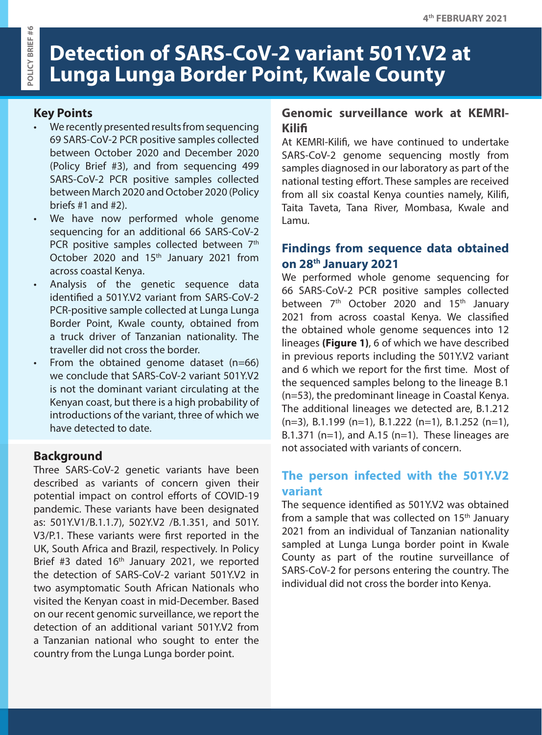# Detection of SARS-CoV-2 variant 501Y.V2 at Lunga Lunga Border Point, Kwale County

POLICY BRIEF #6

4th FEBRUARY 2021

## Key Points

- We recently presented results from sequencing 69 SARS-CoV-2 PCR positive samples collected between October 2020 and December 2020 (Policy Brief #3), and from sequencing 499 SARS-CoV-2 PCR positive samples collected between March 2020 and October 2020 (Policy briefs #1 and #2).
- We have now performed whole genome sequencing for an additional 66 SARS-CoV-2 PCR positive samples collected between 7th October 2020 and 15th January 2021 from across coastal Kenya.
- Analysis of the genetic sequence data identified a 501Y.V2 variant from SARS-CoV-2 PCR-positive sample collected at Lunga Lunga Border Point, Kwale county, obtained from a truck driver of Tanzanian nationality. The traveller did not cross the border.
- From the obtained genome dataset (n=66) we conclude that SARS-CoV-2 variant 501Y.V2 is not the dominant variant circulating at the Kenyan coast, but there is a high probability of introductions of the variant, three of which we have detected to date.

## Background

Three SARS-CoV-2 genetic variants have been described as variants of concern given their potential impact on control efforts of COVID-19 pandemic. These variants have been designated as: 501Y.V1/B.1.1.7), 502Y.V2 /B.1.351, and 501Y.V3/P.1. These variants were first reported in the UK, South Africa and Brazil, respectively. In Policy Brief #3 dated 16th January 2021, we reported the detection of SARS-CoV-2 variant 501Y.V2 in two asymptomatic South African Nationals who visited the Kenyan coast in mid-December. Based on our recent genomic surveillance, we report the detection of an additional variant 501Y.V2 from a Tanzanian national who sought to enter the country from the Lunga Lunga border point.

## Genomic surveillance work at KEMRI-Kilifi

At KEMRI-Kilifi, we have continued to undertake SARS-CoV-2 genome sequencing mostly from samples diagnosed in our laboratory as part of the national testing effort. These samples are received from all six coastal Kenya counties namely, Kilifi, Taita Taveta, Tana River, Mombasa, Kwale and Lamu.

## Findings from sequence data obtained on 28th January 2021

We performed whole genome sequencing for 66 SARS-CoV-2 PCR positive samples collected between 7th October 2020 and 15th January 2021 from across coastal Kenya. We classified the obtained whole genome sequences into 12 lineages **(Figure 1)**, 6 of which we have described in previous reports including the 501Y.V2 variant and 6 which we report for the first time. Most of the sequenced samples belong to the lineage B.1 (n=53), the predominant lineage in Coastal Kenya. The additional lineages we detected are, B.1.212 (n=3), B.1.199 (n=1), B.1.222 (n=1), B.1.252 (n=1), B.1.371 (n=1), and A.15 (n=1). These lineages are not associated with variants of concern.

## The person infected with the 501Y.V2 variant

The sequence identified as 501Y.V2 was obtained from a sample that was collected on 15th January 2021 from an individual of Tanzanian nationality sampled at Lunga Lunga border point in Kwale County as part of the routine surveillance of SARS-CoV-2 for persons entering the country. The individual did not cross the border into Kenya.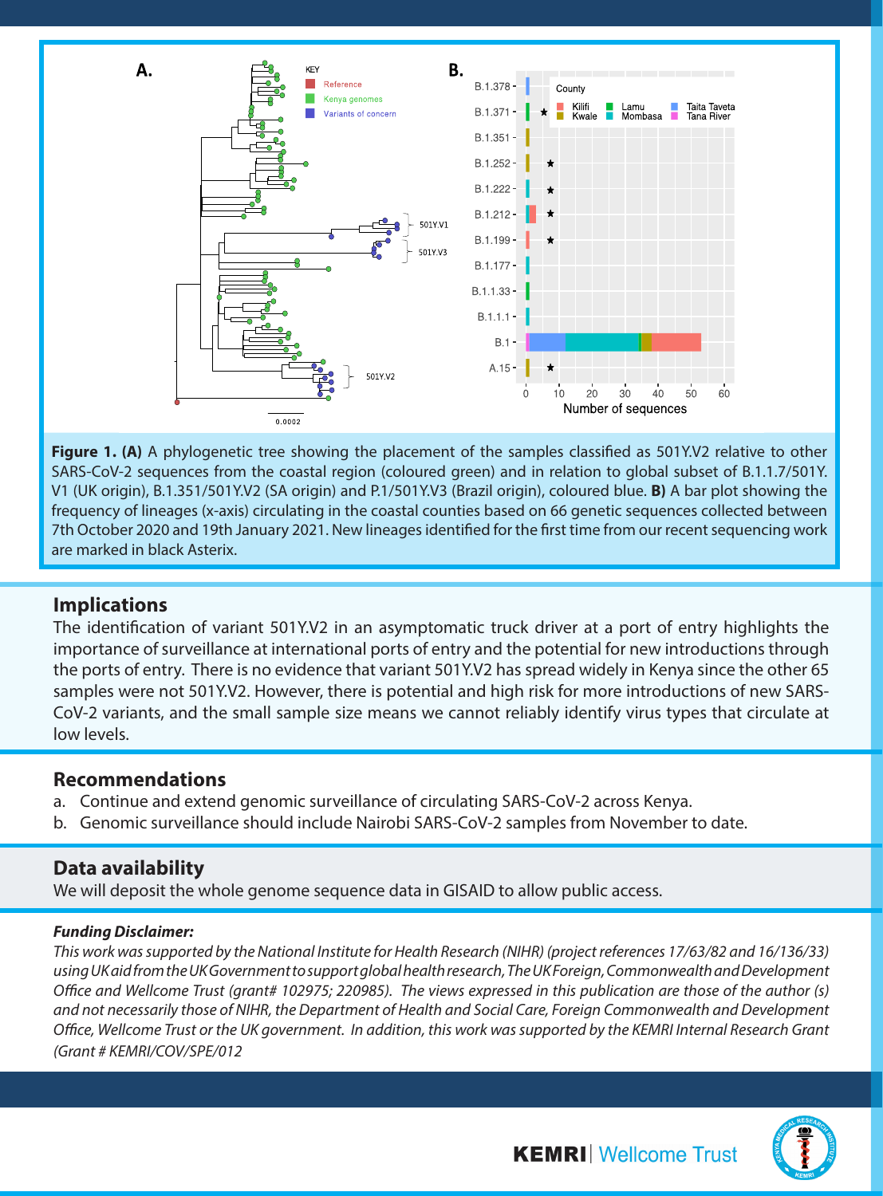A.

KEY

Reference

Kenya genomes

Variants of concern

501Y.V1

501Y.V3

501Y.V2

0.0002

B.

County

Kilifi

Kwale

Lamu

Mombasa

Taita Taveta

Tana River

B.1.378

B.1.371

B.1.351

B.1.252

B.1.222

B.1.212

B.1.199

B.1.177

B.1.1.33

B.1.1.1

B.1

A.15

0 10 20 30 40 50 60

Number of sequences

**Figure 1. (A)** A phylogenetic tree showing the placement of the samples classified as 501Y.V2 relative to other SARS-CoV-2 sequences from the coastal region (coloured green) and in relation to global subset of B.1.1.7/501Y.V1 (UK origin), B.1.351/501Y.V2 (SA origin) and P.1/501Y.V3 (Brazil origin), coloured blue. **B)** A bar plot showing the frequency of lineages (x-axis) circulating in the coastal counties based on 66 genetic sequences collected between 7th October 2020 and 19th January 2021. New lineages identified for the first time from our recent sequencing work are marked in black Asterix.

## Implications

The identification of variant 501Y.V2 in an asymptomatic truck driver at a port of entry highlights the importance of surveillance at international ports of entry and the potential for new introductions through the ports of entry. There is no evidence that variant 501Y.V2 has spread widely in Kenya since the other 65 samples were not 501Y.V2. However, there is potential and high risk for more introductions of new SARS-CoV-2 variants, and the small sample size means we cannot reliably identify virus types that circulate at low levels.

## Recommendations

a. Continue and extend genomic surveillance of circulating SARS-CoV-2 across Kenya.
b. Genomic surveillance should include Nairobi SARS-CoV-2 samples from November to date.

## Data availability

We will deposit the whole genome sequence data in GISAID to allow public access.

***Funding Disclaimer:***

*This work was supported by the National Institute for Health Research (NIHR) (project references 17/63/82 and 16/136/33) using UK aid from the UK Government to support global health research, The UK Foreign, Commonwealth and Development Office and Wellcome Trust (grant# 102975; 220985). The views expressed in this publication are those of the author (s) and not necessarily those of NIHR, the Department of Health and Social Care, Foreign Commonwealth and Development Office, Wellcome Trust or the UK government. In addition, this work was supported by the KEMRI Internal Research Grant (Grant # KEMRI/COV/SPE/012*

**KEMRI** | Wellcome Trust